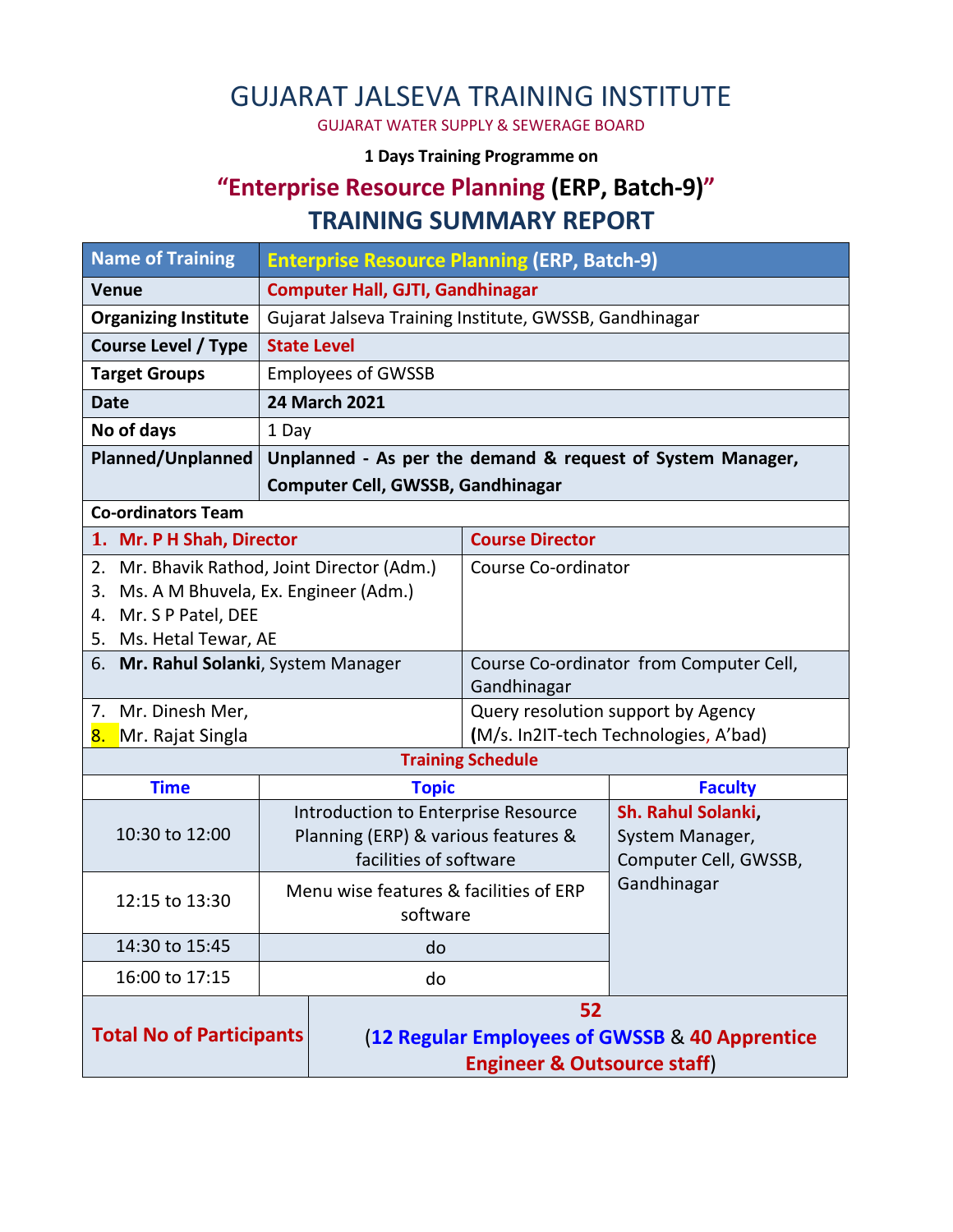# GUJARAT JALSEVA TRAINING INSTITUTE

GUJARAT WATER SUPPLY & SEWERAGE BOARD

**1 Days Training Programme on**

## "Enterprise Resource Planning (ERP, Batch-9)"

## TRAINING SUMMARY REPORT

| Name of Training | Enterprise Resource Planning (ERP, Batch-9) |
|---|---|
| **Venue** | **Computer Hall, GJTI, Gandhinagar** |
| **Organizing Institute** | Gujarat Jalseva Training Institute, GWSSB, Gandhinagar |
| **Course Level / Type** | **State Level** |
| **Target Groups** | Employees of GWSSB |
| **Date** | **24 March 2021** |
| **No of days** | 1 Day |
| **Planned/Unplanned** | **Unplanned - As per the demand & request of System Manager, Computer Cell, GWSSB, Gandhinagar** |

**Co-ordinators Team**

| Name | Role |
|---|---|
| **1. Mr. P H Shah, Director** | **Course Director** |
| 2. Mr. Bhavik Rathod, Joint Director (Adm.)<br>3. Ms. A M Bhuvela, Ex. Engineer (Adm.)<br>4. Mr. S P Patel, DEE<br>5. Ms. Hetal Tewar, AE | Course Co-ordinator |
| 6. **Mr. Rahul Solanki**, System Manager | Course Co-ordinator from Computer Cell, Gandhinagar |
| 7. Mr. Dinesh Mer,<br>8. Mr. Rajat Singla | Query resolution support by Agency<br>(M/s. In2IT-tech Technologies, A'bad) |

**Training Schedule**

| Time | Topic | Faculty |
|---|---|---|
| 10:30 to 12:00 | Introduction to Enterprise Resource Planning (ERP) & various features & facilities of software | **Sh. Rahul Solanki**, System Manager, Computer Cell, GWSSB, Gandhinagar |
| 12:15 to 13:30 | Menu wise features & facilities of ERP software | |
| 14:30 to 15:45 | do | |
| 16:00 to 17:15 | do | |

| **Total No of Participants** | **52**<br>(**12 Regular Employees of GWSSB** & **40 Apprentice Engineer & Outsource staff**) |
|---|---|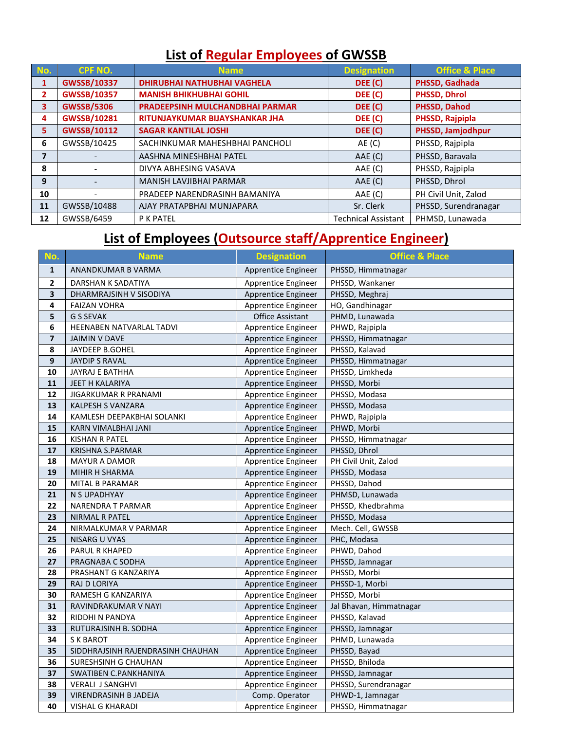# List of Regular Employees of GWSSB

| No. | CPF NO. | Name | Designation | Office & Place |
|---|---|---|---|---|
| **1** | **GWSSB/10337** | **DHIRUBHAI NATHUBHAI VAGHELA** | **DEE (C)** | **PHSSD, Gadhada** |
| **2** | **GWSSB/10357** | **MANISH BHIKHUBHAI GOHIL** | **DEE (C)** | **PHSSD, Dhrol** |
| **3** | **GWSSB/5306** | **PRADEEPSINH MULCHANDBHAI PARMAR** | **DEE (C)** | **PHSSD, Dahod** |
| **4** | **GWSSB/10281** | **RITUNJAYKUMAR BIJAYSHANKAR JHA** | **DEE (C)** | **PHSSD, Rajpipla** |
| **5** | **GWSSB/10112** | **SAGAR KANTILAL JOSHI** | **DEE (C)** | **PHSSD, Jamjodhpur** |
| 6 | GWSSB/10425 | SACHINKUMAR MAHESHBHAI PANCHOLI | AE (C) | PHSSD, Rajpipla |
| 7 | - | AASHNA MINESHBHAI PATEL | AAE (C) | PHSSD, Baravala |
| 8 | - | DIVYA ABHESING VASAVA | AAE (C) | PHSSD, Rajpipla |
| 9 | - | MANISH LAVJIBHAI PARMAR | AAE (C) | PHSSD, Dhrol |
| 10 | - | PRADEEP NARENDRASINH BAMANIYA | AAE (C) | PH Civil Unit, Zalod |
| 11 | GWSSB/10488 | AJAY PRATAPBHAI MUNJAPARA | Sr. Clerk | PHSSD, Surendranagar |
| 12 | GWSSB/6459 | P K PATEL | Technical Assistant | PHMSD, Lunawada |

# List of Employees (Outsource staff/Apprentice Engineer)

| No. | Name | Designation | Office & Place |
|---|---|---|---|
| 1 | ANANDKUMAR B VARMA | Apprentice Engineer | PHSSD, Himmatnagar |
| 2 | DARSHAN K SADATIYA | Apprentice Engineer | PHSSD, Wankaner |
| 3 | DHARMRAJSINH V SISODIYA | Apprentice Engineer | PHSSD, Meghraj |
| 4 | FAIZAN VOHRA | Apprentice Engineer | HO, Gandhinagar |
| 5 | G S SEVAK | Office Assistant | PHMD, Lunawada |
| 6 | HEENABEN NATVARLAL TADVI | Apprentice Engineer | PHWD, Rajpipla |
| 7 | JAIMIN V DAVE | Apprentice Engineer | PHSSD, Himmatnagar |
| 8 | JAYDEEP B.GOHEL | Apprentice Engineer | PHSSD, Kalavad |
| 9 | JAYDIP S RAVAL | Apprentice Engineer | PHSSD, Himmatnagar |
| 10 | JAYRAJ E BATHHA | Apprentice Engineer | PHSSD, Limkheda |
| 11 | JEET H KALARIYA | Apprentice Engineer | PHSSD, Morbi |
| 12 | JIGARKUMAR R PRANAMI | Apprentice Engineer | PHSSD, Modasa |
| 13 | KALPESH S VANZARA | Apprentice Engineer | PHSSD, Modasa |
| 14 | KAMLESH DEEPAKBHAI SOLANKI | Apprentice Engineer | PHWD, Rajpipla |
| 15 | KARN VIMALBHAI JANI | Apprentice Engineer | PHWD, Morbi |
| 16 | KISHAN R PATEL | Apprentice Engineer | PHSSD, Himmatnagar |
| 17 | KRISHNA S.PARMAR | Apprentice Engineer | PHSSD, Dhrol |
| 18 | MAYUR A DAMOR | Apprentice Engineer | PH Civil Unit, Zalod |
| 19 | MIHIR H SHARMA | Apprentice Engineer | PHSSD, Modasa |
| 20 | MITAL B PARAMAR | Apprentice Engineer | PHSSD, Dahod |
| 21 | N S UPADHYAY | Apprentice Engineer | PHMSD, Lunawada |
| 22 | NARENDRA T PARMAR | Apprentice Engineer | PHSSD, Khedbrahma |
| 23 | NIRMAL R PATEL | Apprentice Engineer | PHSSD, Modasa |
| 24 | NIRMALKUMAR V PARMAR | Apprentice Engineer | Mech. Cell, GWSSB |
| 25 | NISARG U VYAS | Apprentice Engineer | PHC, Modasa |
| 26 | PARUL R KHAPED | Apprentice Engineer | PHWD, Dahod |
| 27 | PRAGNABA C SODHA | Apprentice Engineer | PHSSD, Jamnagar |
| 28 | PRASHANT G KANZARIYA | Apprentice Engineer | PHSSD, Morbi |
| 29 | RAJ D LORIYA | Apprentice Engineer | PHSSD-1, Morbi |
| 30 | RAMESH G KANZARIYA | Apprentice Engineer | PHSSD, Morbi |
| 31 | RAVINDRAKUMAR V NAYI | Apprentice Engineer | Jal Bhavan, Himmatnagar |
| 32 | RIDDHI N PANDYA | Apprentice Engineer | PHSSD, Kalavad |
| 33 | RUTURAJSINH B. SODHA | Apprentice Engineer | PHSSD, Jamnagar |
| 34 | S K BAROT | Apprentice Engineer | PHMD, Lunawada |
| 35 | SIDDHRAJSINH RAJENDRASINH CHAUHAN | Apprentice Engineer | PHSSD, Bayad |
| 36 | SURESHSINH G CHAUHAN | Apprentice Engineer | PHSSD, Bhiloda |
| 37 | SWATIBEN C.PANKHANIYA | Apprentice Engineer | PHSSD, Jamnagar |
| 38 | VERALI J SANGHVI | Apprentice Engineer | PHSSD, Surendranagar |
| 39 | VIRENDRASINH B JADEJA | Comp. Operator | PHWD-1, Jamnagar |
| 40 | VISHAL G KHARADI | Apprentice Engineer | PHSSD, Himmatnagar |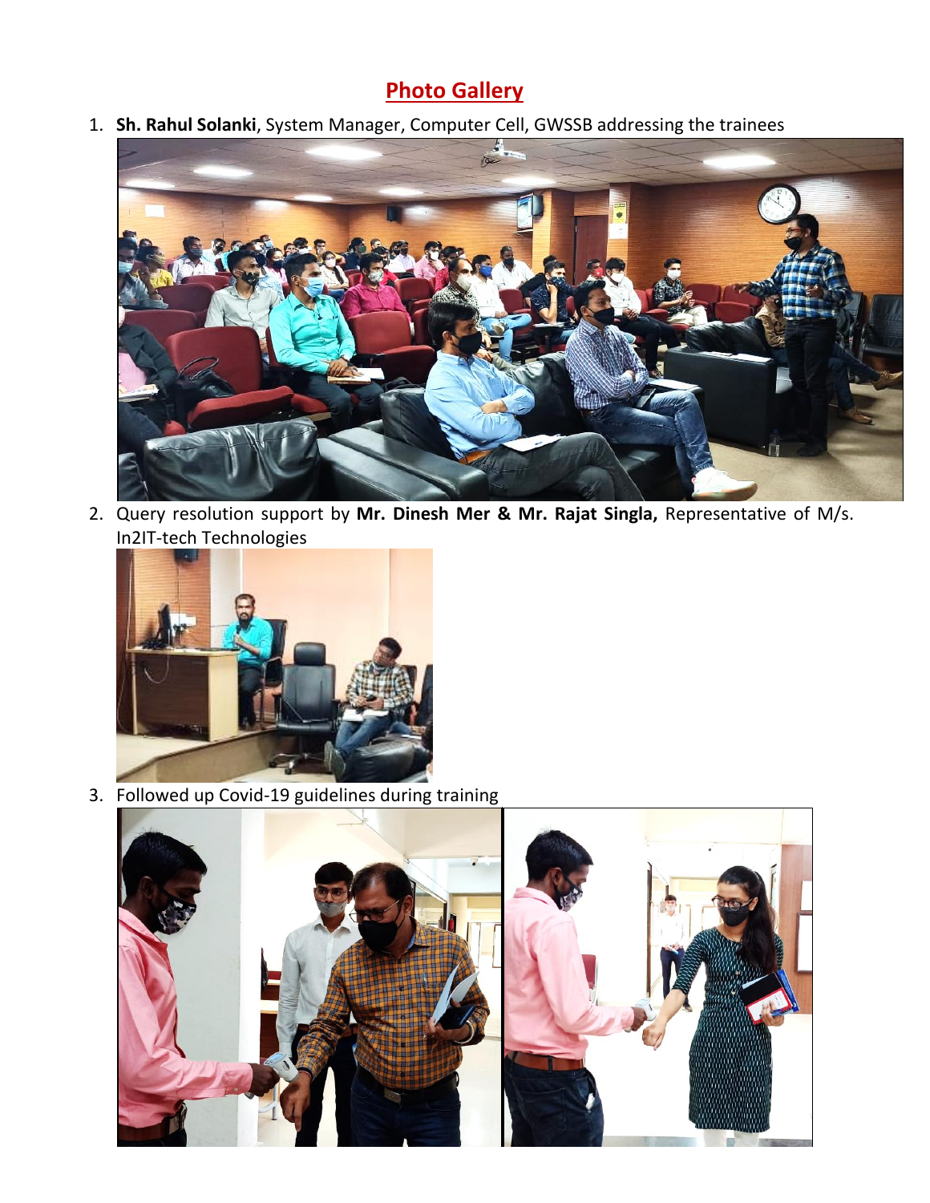# Photo Gallery

1. **Sh. Rahul Solanki**, System Manager, Computer Cell, GWSSB addressing the trainees

2. Query resolution support by **Mr. Dinesh Mer & Mr. Rajat Singla,** Representative of M/s. In2IT-tech Technologies

3. Followed up Covid-19 guidelines during training